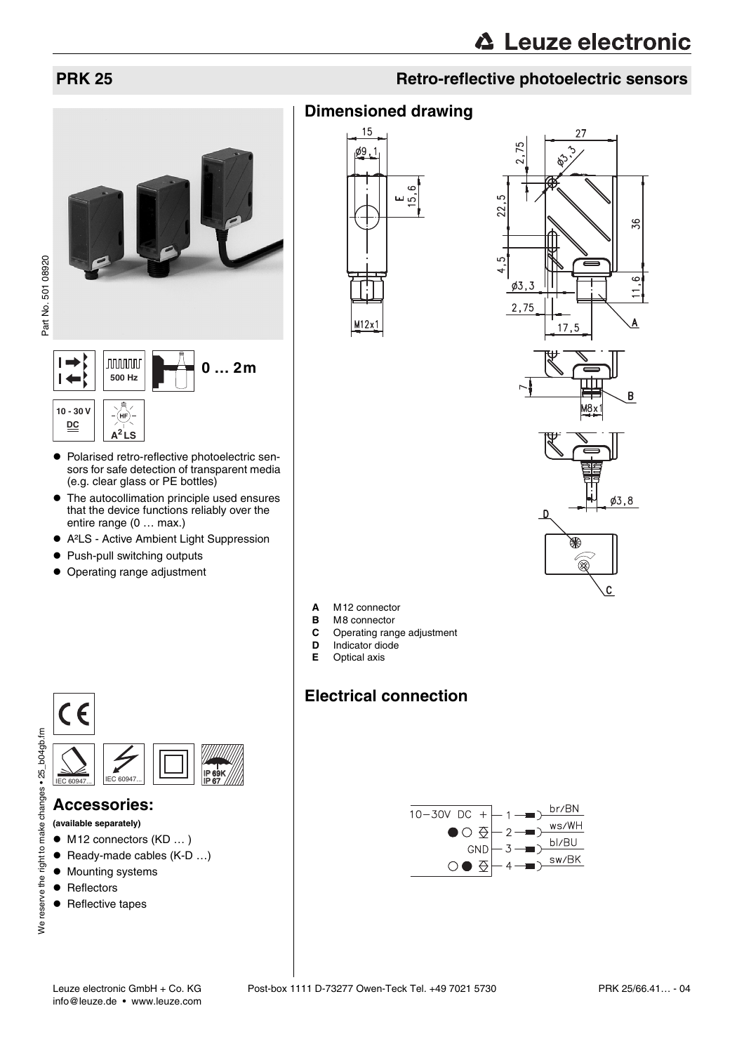# PRK 25

## Retro-reflective photoelectric sensors

0 … 2m

500 Hz

10 - 30 V DC

A²LS

- Polarised retro-reflective photoelectric sensors for safe detection of transparent media (e.g. clear glass or PE bottles)
- The autocollimation principle used ensures that the device functions reliably over the entire range (0 … max.)
- A²LS - Active Ambient Light Suppression
- Push-pull switching outputs
- Operating range adjustment

IEC 60947... IEC 60947... IP 69K IP 67

## Accessories:

**(available separately)**

- M12 connectors (KD … )
- Ready-made cables (K-D …)
- Mounting systems
- Reflectors
- Reflective tapes

## Dimensioned drawing

- **A** M12 connector
- **B** M8 connector
- **C** Operating range adjustment
- **D** Indicator diode
- **E** Optical axis

## Electrical connection

| Signal | Pin | Wire colour |
|---|---|---|
| 10−30V DC + | 1 | br/BN |
| ● ○ (output) | 2 | ws/WH |
| GND | 3 | bl/BU |
| ○ ● (output) | 4 | sw/BK |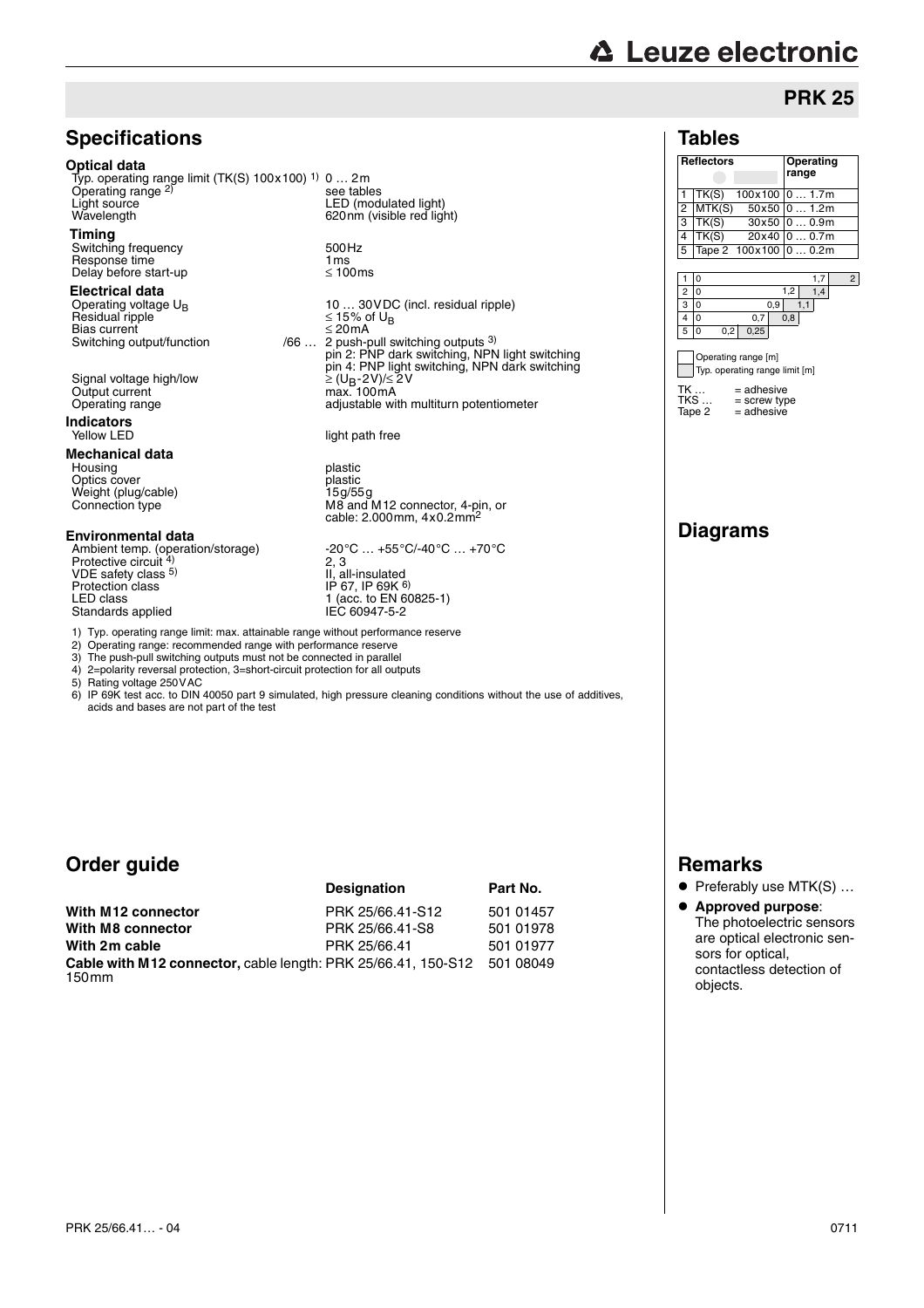# PRK 25

## Specifications

### Optical data

| | |
|---|---|
| Typ. operating range limit (TK(S) 100x100) [1] | 0 … 2m |
| Operating range [2] | see tables |
| Light source | LED (modulated light) |
| Wavelength | 620nm (visible red light) |

### Timing

| | |
|---|---|
| Switching frequency | 500Hz |
| Response time | 1ms |
| Delay before start-up | ≤ 100ms |

### Electrical data

| | |
|---|---|
| Operating voltage $U_B$ | 10 … 30VDC (incl. residual ripple) |
| Residual ripple | ≤ 15% of $U_B$ |
| Bias current | ≤ 20mA |
| Switching output/function /66 … | 2 push-pull switching outputs [3]<br>pin 2: PNP dark switching, NPN light switching<br>pin 4: PNP light switching, NPN dark switching |
| Signal voltage high/low | ≥ ($U_B$-2V)/≤ 2V |
| Output current | max. 100mA |
| Operating range | adjustable with multiturn potentiometer |

### Indicators

| | |
|---|---|
| Yellow LED | light path free |

### Mechanical data

| | |
|---|---|
| Housing | plastic |
| Optics cover | plastic |
| Weight (plug/cable) | 15g/55g |
| Connection type | M8 and M12 connector, 4-pin, or cable: 2.000mm, 4x0.2mm² |

### Environmental data

| | |
|---|---|
| Ambient temp. (operation/storage) | -20°C … +55°C/-40°C … +70°C |
| Protective circuit [4] | 2, 3 |
| VDE safety class [5] | II, all-insulated |
| Protection class | IP 67, IP 69K [6] |
| LED class | 1 (acc. to EN 60825-1) |
| Standards applied | IEC 60947-5-2 |

1) Typ. operating range limit: max. attainable range without performance reserve
2) Operating range: recommended range with performance reserve
3) The push-pull switching outputs must not be connected in parallel
4) 2=polarity reversal protection, 3=short-circuit protection for all outputs
5) Rating voltage 250VAC
6) IP 69K test acc. to DIN 40050 part 9 simulated, high pressure cleaning conditions without the use of additives, acids and bases are not part of the test

## Tables

| | Reflectors | | Operating range |
|---|---|---|---|
| 1 | TK(S) | 100x100 | 0 … 1.7m |
| 2 | MTK(S) | 50x50 | 0 … 1.2m |
| 3 | TK(S) | 30x50 | 0 … 0.9m |
| 4 | TK(S) | 20x40 | 0 … 0.7m |
| 5 | Tape 2 | 100x100 | 0 … 0.2m |

1 0 1,7 2
2 0 1,2 1,4
3 0 0,9 1,1
4 0 0,7 0,8
5 0 0,2 0,25

Operating range [m]
Typ. operating range limit [m]

TK … = adhesive
TKS … = screw type
Tape 2 = adhesive

## Diagrams

## Order guide

| | Designation | Part No. |
|---|---|---|
| **With M12 connector** | PRK 25/66.41-S12 | 501 01457 |
| **With M8 connector** | PRK 25/66.41-S8 | 501 01978 |
| **With 2m cable** | PRK 25/66.41 | 501 01977 |
| **Cable with M12 connector,** cable length: 150mm | PRK 25/66.41, 150-S12 | 501 08049 |

## Remarks

- Preferably use MTK(S) …
- **Approved purpose**: The photoelectric sensors are optical electronic sensors for optical, contactless detection of objects.